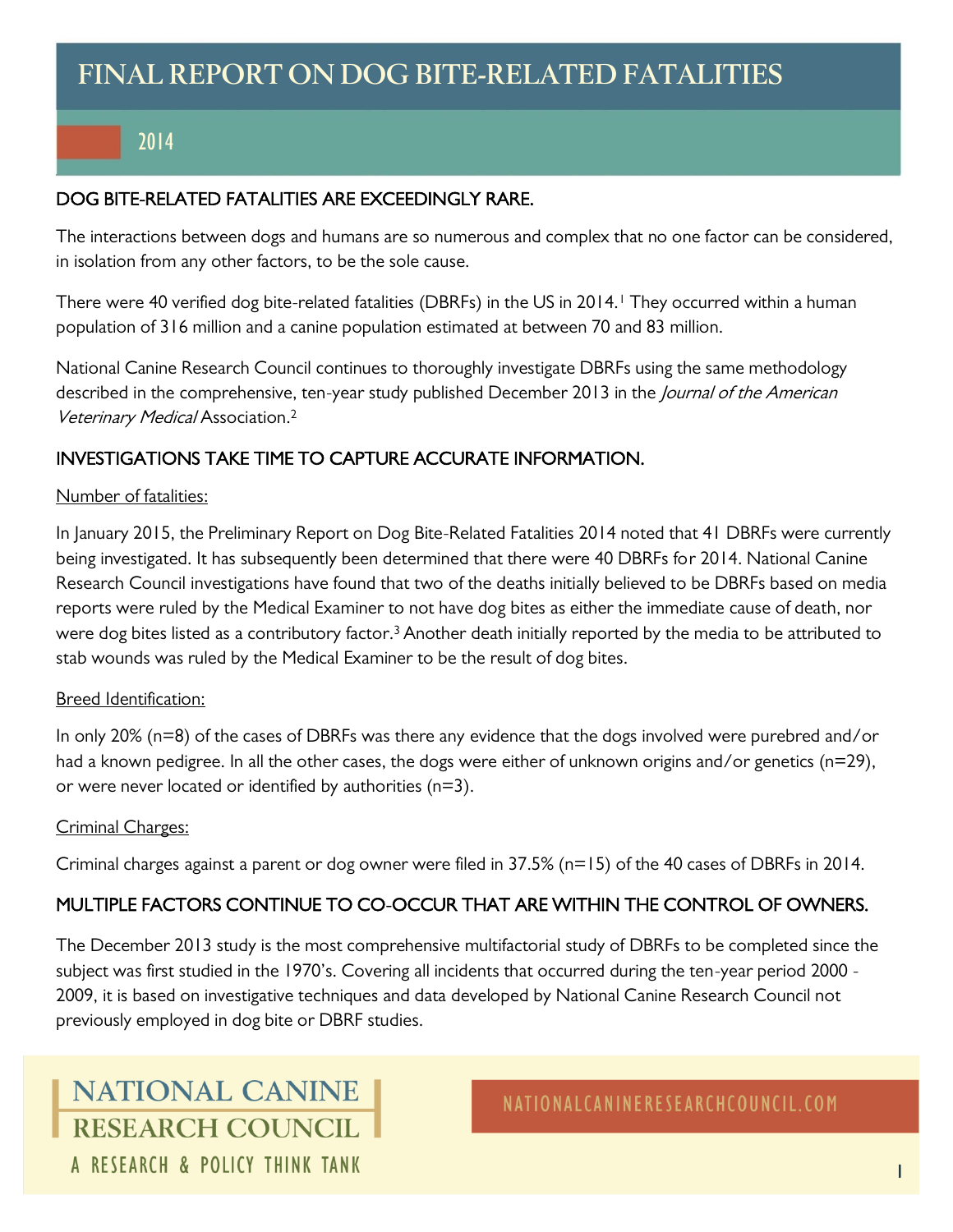# FINAL REPORT ON DOG BITE-RELATED FATALITIES

## 2014

### DOG BITE-RELATED FATALITIES ARE EXCEEDINGLY RARE.

The interactions between dogs and humans are so numerous and complex that no one factor can be considered, in isolation from any other factors, to be the sole cause.

There were 40 verified dog bite-related fatalities (DBRFs) in the US in 2014.[1] They occurred within a human population of 316 million and a canine population estimated at between 70 and 83 million.

National Canine Research Council continues to thoroughly investigate DBRFs using the same methodology described in the comprehensive, ten-year study published December 2013 in the *Journal of the American Veterinary Medical* Association.[2]

### INVESTIGATIONS TAKE TIME TO CAPTURE ACCURATE INFORMATION.

Number of fatalities:

In January 2015, the Preliminary Report on Dog Bite-Related Fatalities 2014 noted that 41 DBRFs were currently being investigated. It has subsequently been determined that there were 40 DBRFs for 2014. National Canine Research Council investigations have found that two of the deaths initially believed to be DBRFs based on media reports were ruled by the Medical Examiner to not have dog bites as either the immediate cause of death, nor were dog bites listed as a contributory factor.[3] Another death initially reported by the media to be attributed to stab wounds was ruled by the Medical Examiner to be the result of dog bites.

Breed Identification:

In only 20% (n=8) of the cases of DBRFs was there any evidence that the dogs involved were purebred and/or had a known pedigree. In all the other cases, the dogs were either of unknown origins and/or genetics (n=29), or were never located or identified by authorities (n=3).

Criminal Charges:

Criminal charges against a parent or dog owner were filed in 37.5% (n=15) of the 40 cases of DBRFs in 2014.

### MULTIPLE FACTORS CONTINUE TO CO-OCCUR THAT ARE WITHIN THE CONTROL OF OWNERS.

The December 2013 study is the most comprehensive multifactorial study of DBRFs to be completed since the subject was first studied in the 1970's. Covering all incidents that occurred during the ten-year period 2000 - 2009, it is based on investigative techniques and data developed by National Canine Research Council not previously employed in dog bite or DBRF studies.

NATIONAL CANINE RESEARCH COUNCIL
A RESEARCH & POLICY THINK TANK

NATIONALCANINERESEARCHCOUNCIL.COM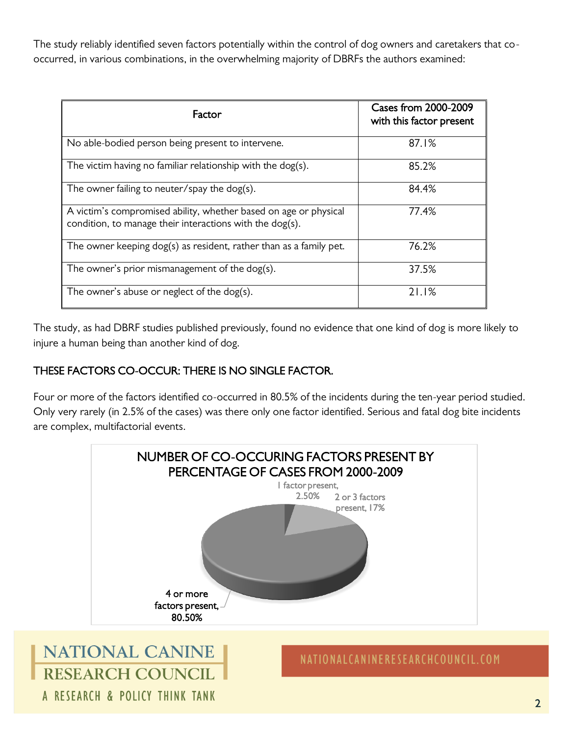The study reliably identified seven factors potentially within the control of dog owners and caretakers that co-occurred, in various combinations, in the overwhelming majority of DBRFs the authors examined:

| Factor | Cases from 2000-2009 with this factor present |
|---|---|
| No able-bodied person being present to intervene. | 87.1% |
| The victim having no familiar relationship with the dog(s). | 85.2% |
| The owner failing to neuter/spay the dog(s). | 84.4% |
| A victim's compromised ability, whether based on age or physical condition, to manage their interactions with the dog(s). | 77.4% |
| The owner keeping dog(s) as resident, rather than as a family pet. | 76.2% |
| The owner's prior mismanagement of the dog(s). | 37.5% |
| The owner's abuse or neglect of the dog(s). | 21.1% |

The study, as had DBRF studies published previously, found no evidence that one kind of dog is more likely to injure a human being than another kind of dog.

## THESE FACTORS CO-OCCUR: THERE IS NO SINGLE FACTOR.

Four or more of the factors identified co-occurred in 80.5% of the incidents during the ten-year period studied. Only very rarely (in 2.5% of the cases) was there only one factor identified. Serious and fatal dog bite incidents are complex, multifactorial events.

**NUMBER OF CO-OCCURING FACTORS PRESENT BY PERCENTAGE OF CASES FROM 2000-2009**

- 1 factor present, 2.50%
- 2 or 3 factors present, 17%
- 4 or more factors present, 80.50%

NATIONAL CANINE RESEARCH COUNCIL
A RESEARCH & POLICY THINK TANK

NATIONALCANINERESEARCHCOUNCIL.COM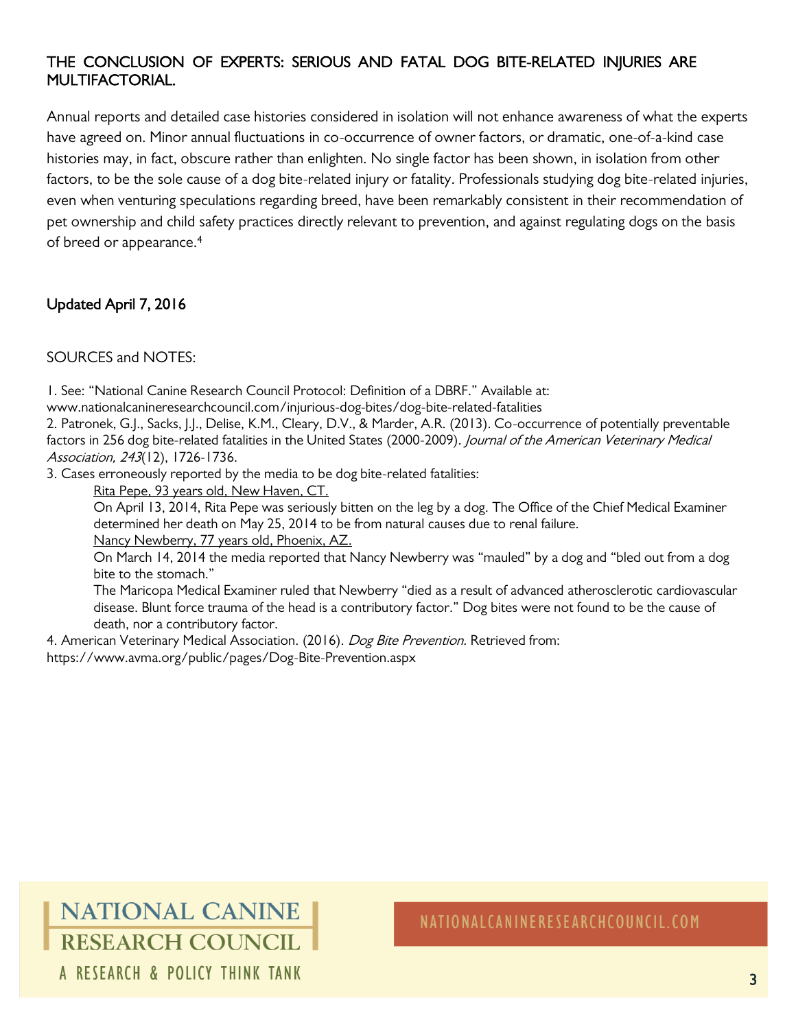## THE CONCLUSION OF EXPERTS: SERIOUS AND FATAL DOG BITE-RELATED INJURIES ARE MULTIFACTORIAL.

Annual reports and detailed case histories considered in isolation will not enhance awareness of what the experts have agreed on. Minor annual fluctuations in co-occurrence of owner factors, or dramatic, one-of-a-kind case histories may, in fact, obscure rather than enlighten. No single factor has been shown, in isolation from other factors, to be the sole cause of a dog bite-related injury or fatality. Professionals studying dog bite-related injuries, even when venturing speculations regarding breed, have been remarkably consistent in their recommendation of pet ownership and child safety practices directly relevant to prevention, and against regulating dogs on the basis of breed or appearance.[4]

Updated April 7, 2016

SOURCES and NOTES:

1. See: "National Canine Research Council Protocol: Definition of a DBRF." Available at: www.nationalcanineresearchcouncil.com/injurious-dog-bites/dog-bite-related-fatalities
2. Patronek, G.J., Sacks, J.J., Delise, K.M., Cleary, D.V., & Marder, A.R. (2013). Co-occurrence of potentially preventable factors in 256 dog bite-related fatalities in the United States (2000-2009). *Journal of the American Veterinary Medical Association, 243*(12), 1726-1736.
3. Cases erroneously reported by the media to be dog bite-related fatalities:

   Rita Pepe, 93 years old, New Haven, CT.

   On April 13, 2014, Rita Pepe was seriously bitten on the leg by a dog. The Office of the Chief Medical Examiner determined her death on May 25, 2014 to be from natural causes due to renal failure.

   Nancy Newberry, 77 years old, Phoenix, AZ.

   On March 14, 2014 the media reported that Nancy Newberry was "mauled" by a dog and "bled out from a dog bite to the stomach."

   The Maricopa Medical Examiner ruled that Newberry "died as a result of advanced atherosclerotic cardiovascular disease. Blunt force trauma of the head is a contributory factor." Dog bites were not found to be the cause of death, nor a contributory factor.
4. American Veterinary Medical Association. (2016). *Dog Bite Prevention.* Retrieved from: https://www.avma.org/public/pages/Dog-Bite-Prevention.aspx

NATIONAL CANINE RESEARCH COUNCIL

A RESEARCH & POLICY THINK TANK

NATIONALCANINERESEARCHCOUNCIL.COM